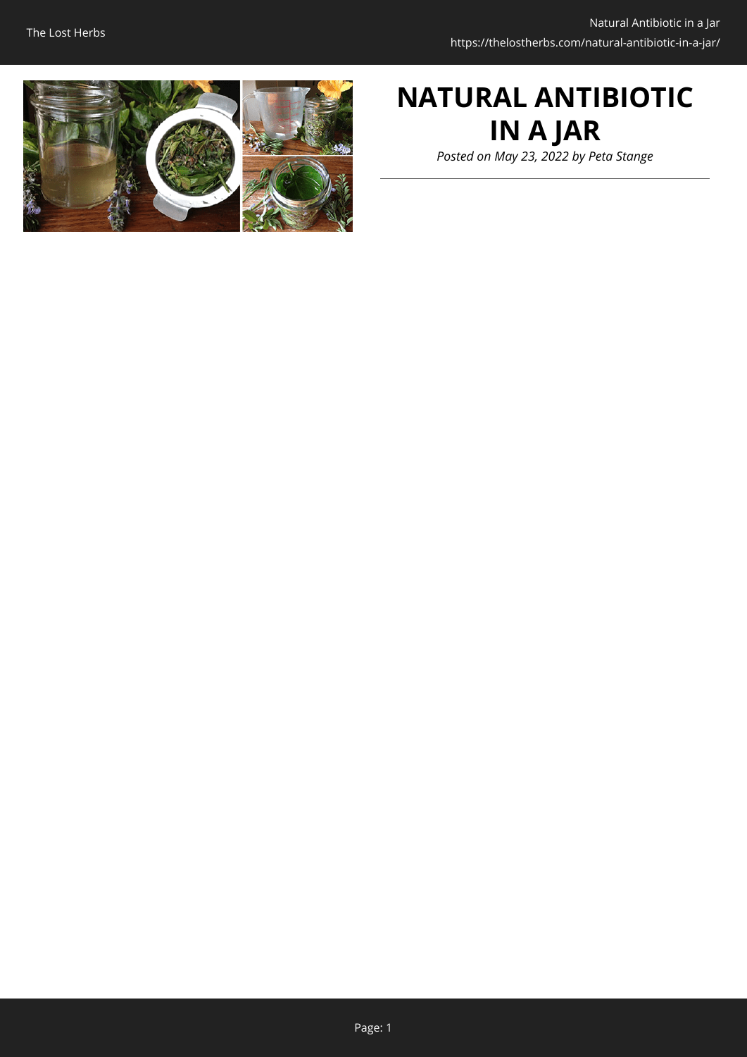# NATURAL ANTIBIOTIC IN A JAR

*Posted on May 23, 2022 by Peta Stange*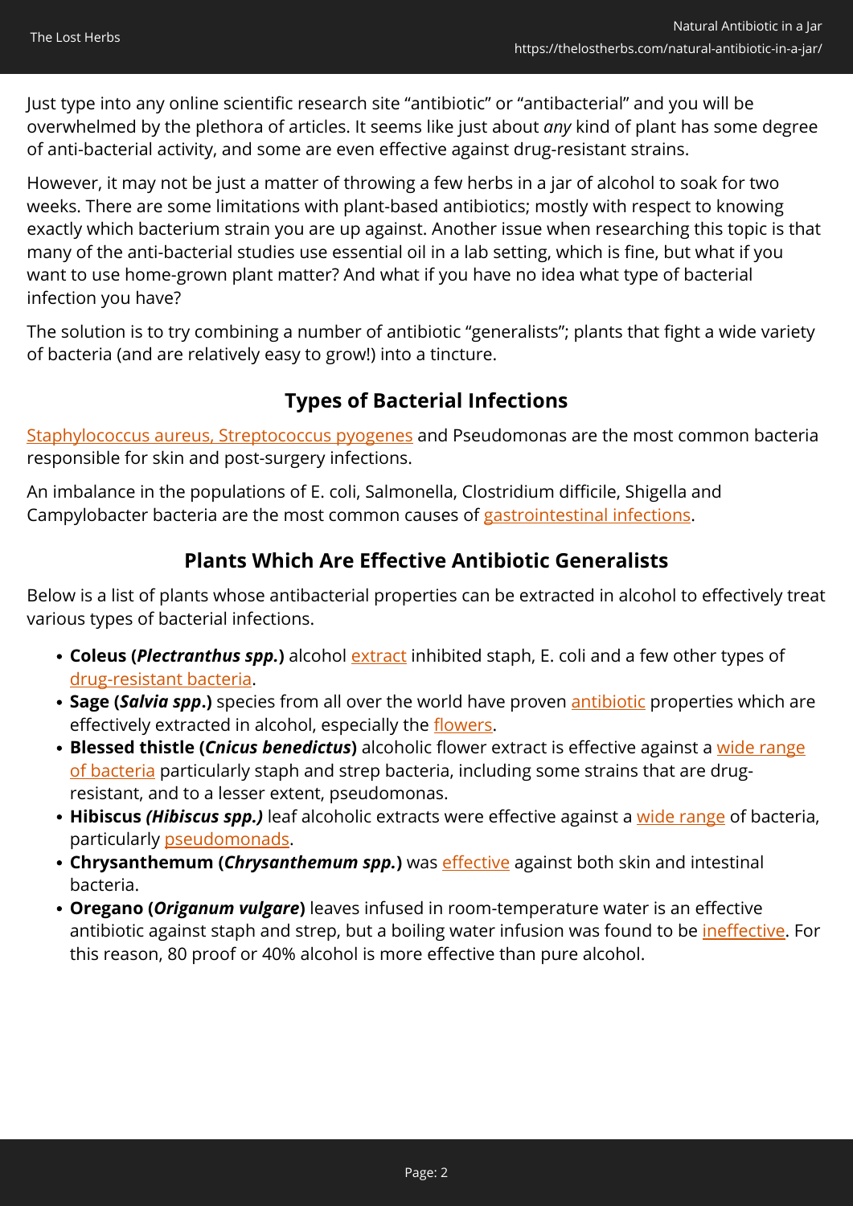Just type into any online scientific research site "antibiotic" or "antibacterial" and you will be overwhelmed by the plethora of articles. It seems like just about *any* kind of plant has some degree of anti-bacterial activity, and some are even effective against drug-resistant strains.

However, it may not be just a matter of throwing a few herbs in a jar of alcohol to soak for two weeks. There are some limitations with plant-based antibiotics; mostly with respect to knowing exactly which bacterium strain you are up against. Another issue when researching this topic is that many of the anti-bacterial studies use essential oil in a lab setting, which is fine, but what if you want to use home-grown plant matter? And what if you have no idea what type of bacterial infection you have?

The solution is to try combining a number of antibiotic "generalists"; plants that fight a wide variety of bacteria (and are relatively easy to grow!) into a tincture.

## Types of Bacterial Infections

Staphylococcus aureus, Streptococcus pyogenes and Pseudomonas are the most common bacteria responsible for skin and post-surgery infections.

An imbalance in the populations of E. coli, Salmonella, Clostridium difficile, Shigella and Campylobacter bacteria are the most common causes of gastrointestinal infections.

## Plants Which Are Effective Antibiotic Generalists

Below is a list of plants whose antibacterial properties can be extracted in alcohol to effectively treat various types of bacterial infections.

- **Coleus (*Plectranthus spp.*)** alcohol extract inhibited staph, E. coli and a few other types of drug-resistant bacteria.
- **Sage (*Salvia spp*.)** species from all over the world have proven antibiotic properties which are effectively extracted in alcohol, especially the flowers.
- **Blessed thistle (*Cnicus benedictus*)** alcoholic flower extract is effective against a wide range of bacteria particularly staph and strep bacteria, including some strains that are drug-resistant, and to a lesser extent, pseudomonas.
- **Hibiscus *(Hibiscus spp.)*** leaf alcoholic extracts were effective against a wide range of bacteria, particularly pseudomonads.
- **Chrysanthemum (*Chrysanthemum spp.*)** was effective against both skin and intestinal bacteria.
- **Oregano (*Origanum vulgare*)** leaves infused in room-temperature water is an effective antibiotic against staph and strep, but a boiling water infusion was found to be ineffective. For this reason, 80 proof or 40% alcohol is more effective than pure alcohol.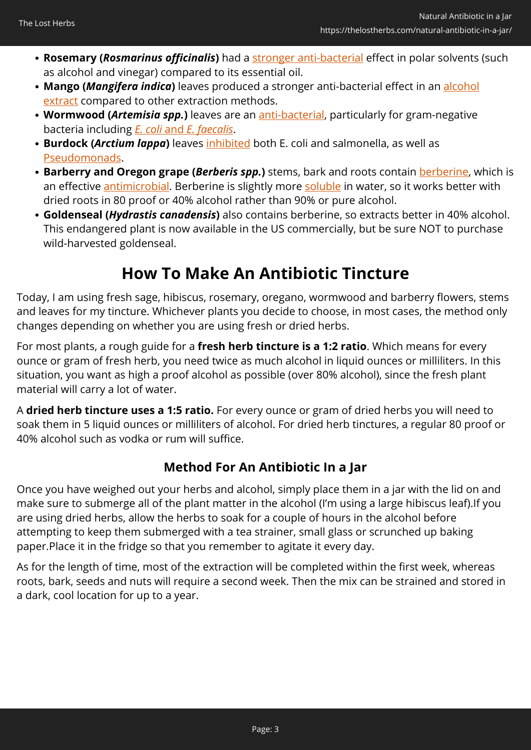- **Rosemary (*Rosmarinus officinalis*)** had a stronger anti-bacterial effect in polar solvents (such as alcohol and vinegar) compared to its essential oil.
- **Mango (*Mangifera indica*)** leaves produced a stronger anti-bacterial effect in an alcohol extract compared to other extraction methods.
- **Wormwood (*Artemisia spp.*)** leaves are an anti-bacterial, particularly for gram-negative bacteria including *E. coli* and *E. faecalis*.
- **Burdock (*Arctium lappa*)** leaves inhibited both E. coli and salmonella, as well as Pseudomonads.
- **Barberry and Oregon grape (*Berberis spp.*)** stems, bark and roots contain berberine, which is an effective antimicrobial. Berberine is slightly more soluble in water, so it works better with dried roots in 80 proof or 40% alcohol rather than 90% or pure alcohol.
- **Goldenseal (*Hydrastis canadensis*)** also contains berberine, so extracts better in 40% alcohol. This endangered plant is now available in the US commercially, but be sure NOT to purchase wild-harvested goldenseal.

## How To Make An Antibiotic Tincture

Today, I am using fresh sage, hibiscus, rosemary, oregano, wormwood and barberry flowers, stems and leaves for my tincture. Whichever plants you decide to choose, in most cases, the method only changes depending on whether you are using fresh or dried herbs.

For most plants, a rough guide for a **fresh herb tincture is a 1:2 ratio**. Which means for every ounce or gram of fresh herb, you need twice as much alcohol in liquid ounces or milliliters. In this situation, you want as high a proof alcohol as possible (over 80% alcohol), since the fresh plant material will carry a lot of water.

A **dried herb tincture uses a 1:5 ratio.** For every ounce or gram of dried herbs you will need to soak them in 5 liquid ounces or milliliters of alcohol. For dried herb tinctures, a regular 80 proof or 40% alcohol such as vodka or rum will suffice.

### Method For An Antibiotic In a Jar

Once you have weighed out your herbs and alcohol, simply place them in a jar with the lid on and make sure to submerge all of the plant matter in the alcohol (I'm using a large hibiscus leaf).If you are using dried herbs, allow the herbs to soak for a couple of hours in the alcohol before attempting to keep them submerged with a tea strainer, small glass or scrunched up baking paper.Place it in the fridge so that you remember to agitate it every day.

As for the length of time, most of the extraction will be completed within the first week, whereas roots, bark, seeds and nuts will require a second week. Then the mix can be strained and stored in a dark, cool location for up to a year.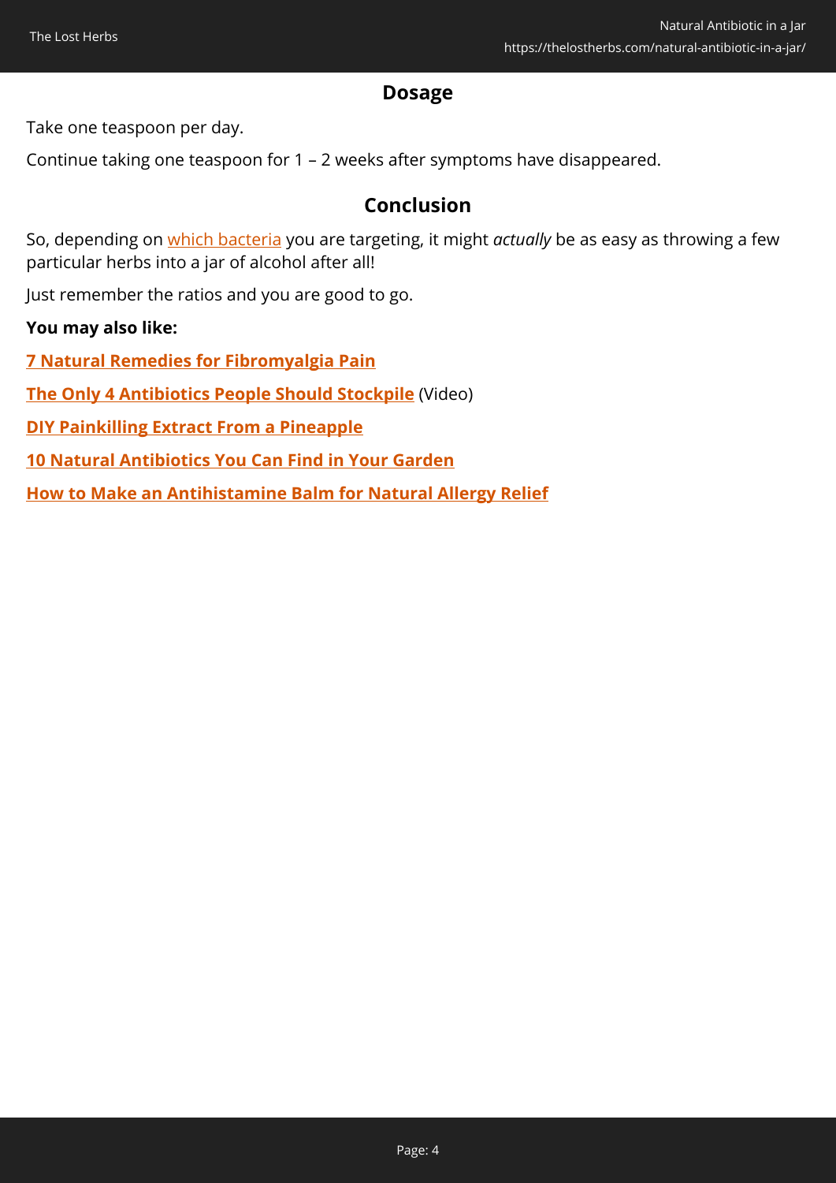## Dosage

Take one teaspoon per day.

Continue taking one teaspoon for 1 – 2 weeks after symptoms have disappeared.

## Conclusion

So, depending on which bacteria you are targeting, it might *actually* be as easy as throwing a few particular herbs into a jar of alcohol after all!

Just remember the ratios and you are good to go.

**You may also like:**

**7 Natural Remedies for Fibromyalgia Pain**

**The Only 4 Antibiotics People Should Stockpile** (Video)

**DIY Painkilling Extract From a Pineapple**

**10 Natural Antibiotics You Can Find in Your Garden**

**How to Make an Antihistamine Balm for Natural Allergy Relief**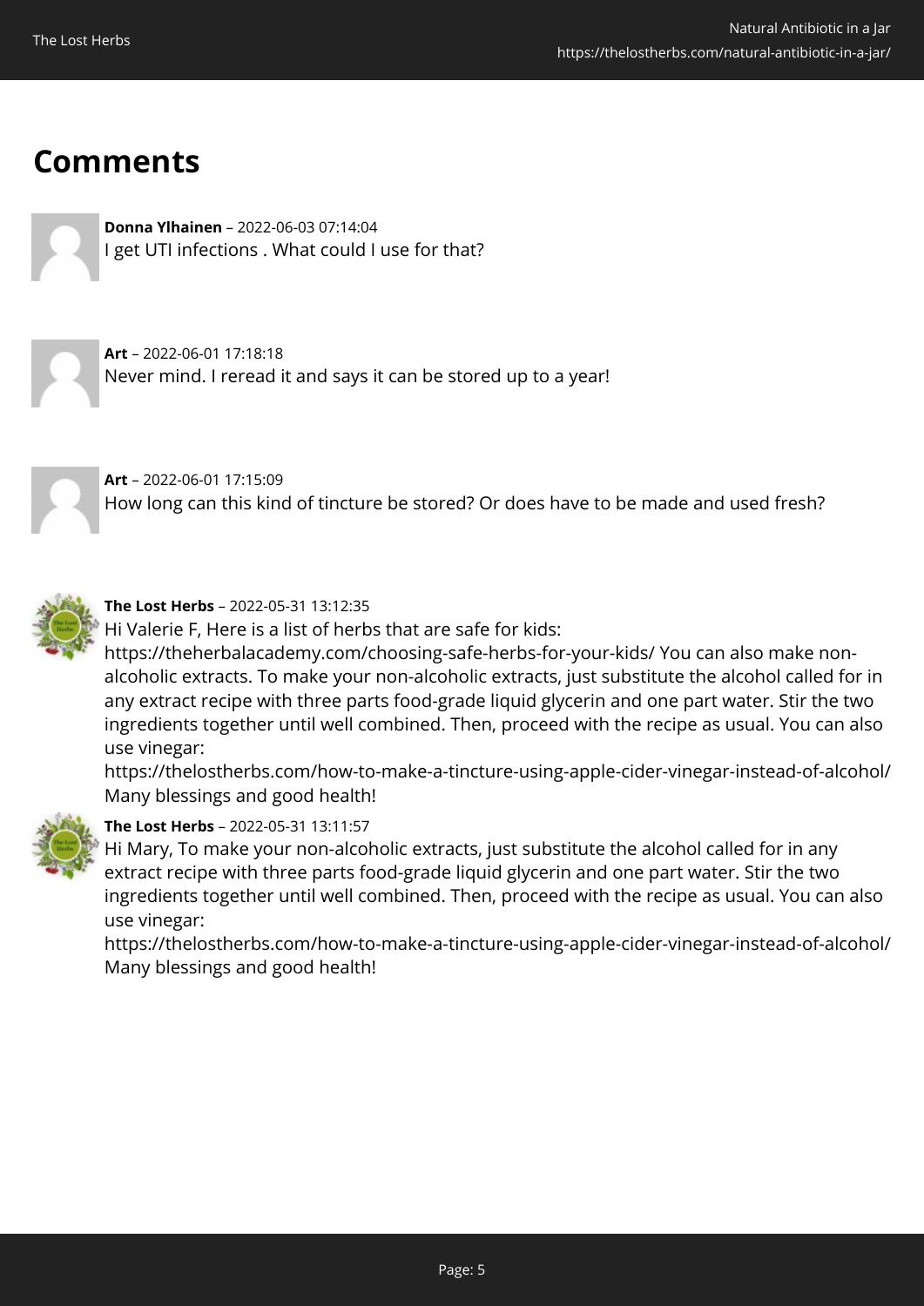## Comments

**Donna Ylhainen** – 2022-06-03 07:14:04
I get UTI infections . What could I use for that?

**Art** – 2022-06-01 17:18:18
Never mind. I reread it and says it can be stored up to a year!

**Art** – 2022-06-01 17:15:09
How long can this kind of tincture be stored? Or does have to be made and used fresh?

**The Lost Herbs** – 2022-05-31 13:12:35
Hi Valerie F, Here is a list of herbs that are safe for kids: https://theherbalacademy.com/choosing-safe-herbs-for-your-kids/ You can also make non-alcoholic extracts. To make your non-alcoholic extracts, just substitute the alcohol called for in any extract recipe with three parts food-grade liquid glycerin and one part water. Stir the two ingredients together until well combined. Then, proceed with the recipe as usual. You can also use vinegar: https://thelostherbs.com/how-to-make-a-tincture-using-apple-cider-vinegar-instead-of-alcohol/ Many blessings and good health!

**The Lost Herbs** – 2022-05-31 13:11:57
Hi Mary, To make your non-alcoholic extracts, just substitute the alcohol called for in any extract recipe with three parts food-grade liquid glycerin and one part water. Stir the two ingredients together until well combined. Then, proceed with the recipe as usual. You can also use vinegar: https://thelostherbs.com/how-to-make-a-tincture-using-apple-cider-vinegar-instead-of-alcohol/ Many blessings and good health!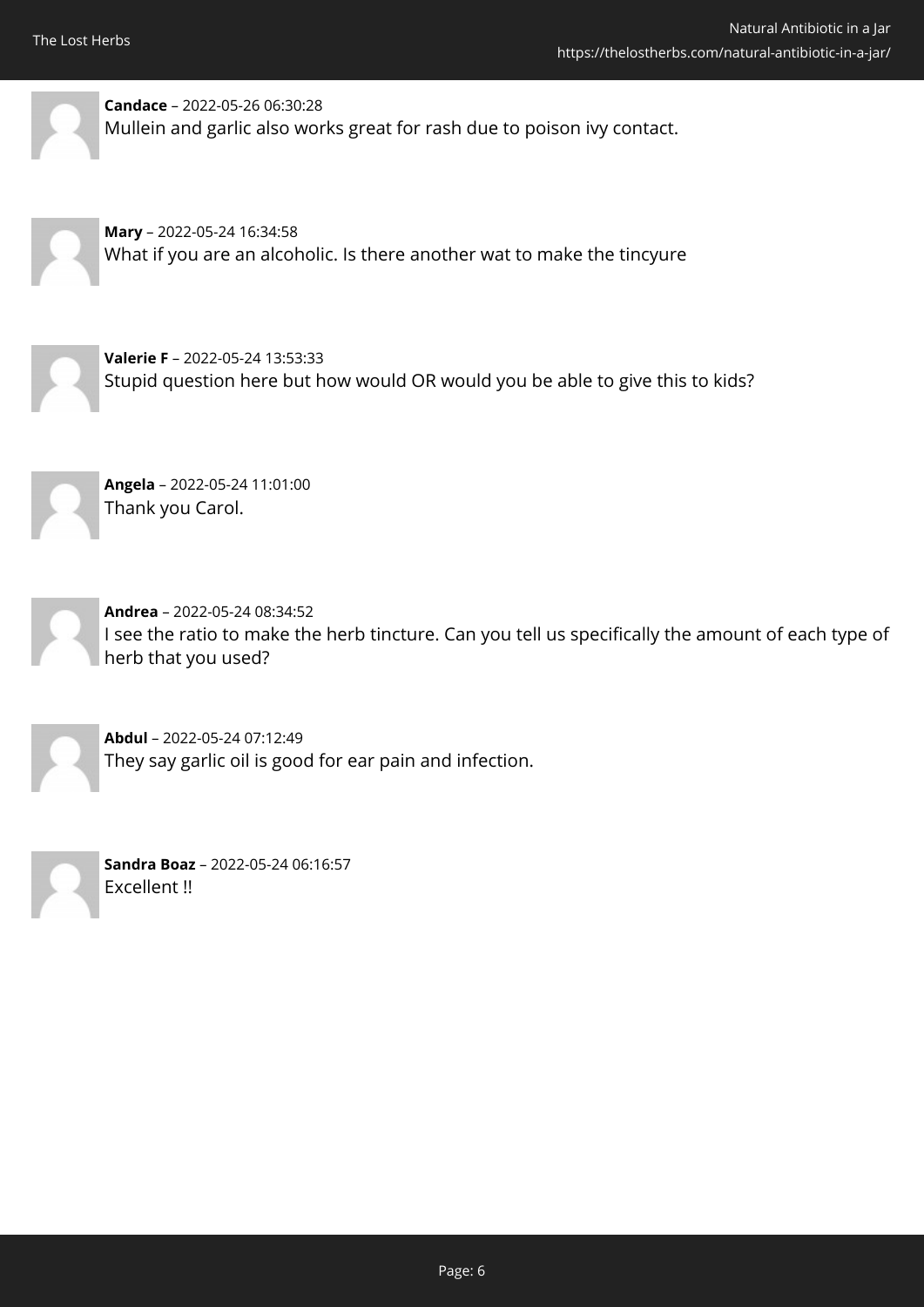**Candace** – 2022-05-26 06:30:28
Mullein and garlic also works great for rash due to poison ivy contact.

**Mary** – 2022-05-24 16:34:58
What if you are an alcoholic. Is there another wat to make the tincyure

**Valerie F** – 2022-05-24 13:53:33
Stupid question here but how would OR would you be able to give this to kids?

**Angela** – 2022-05-24 11:01:00
Thank you Carol.

**Andrea** – 2022-05-24 08:34:52
I see the ratio to make the herb tincture. Can you tell us specifically the amount of each type of herb that you used?

**Abdul** – 2022-05-24 07:12:49
They say garlic oil is good for ear pain and infection.

**Sandra Boaz** – 2022-05-24 06:16:57
Excellent !!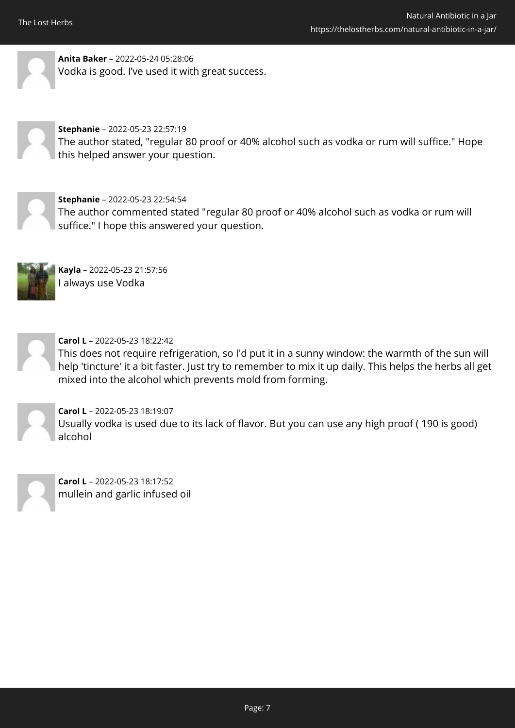**Anita Baker** – 2022-05-24 05:28:06
Vodka is good. I've used it with great success.

**Stephanie** – 2022-05-23 22:57:19
The author stated, "regular 80 proof or 40% alcohol such as vodka or rum will suffice." Hope this helped answer your question.

**Stephanie** – 2022-05-23 22:54:54
The author commented stated "regular 80 proof or 40% alcohol such as vodka or rum will suffice." I hope this answered your question.

**Kayla** – 2022-05-23 21:57:56
I always use Vodka

**Carol L** – 2022-05-23 18:22:42
This does not require refrigeration, so I'd put it in a sunny window: the warmth of the sun will help 'tincture' it a bit faster. Just try to remember to mix it up daily. This helps the herbs all get mixed into the alcohol which prevents mold from forming.

**Carol L** – 2022-05-23 18:19:07
Usually vodka is used due to its lack of flavor. But you can use any high proof ( 190 is good) alcohol

**Carol L** – 2022-05-23 18:17:52
mullein and garlic infused oil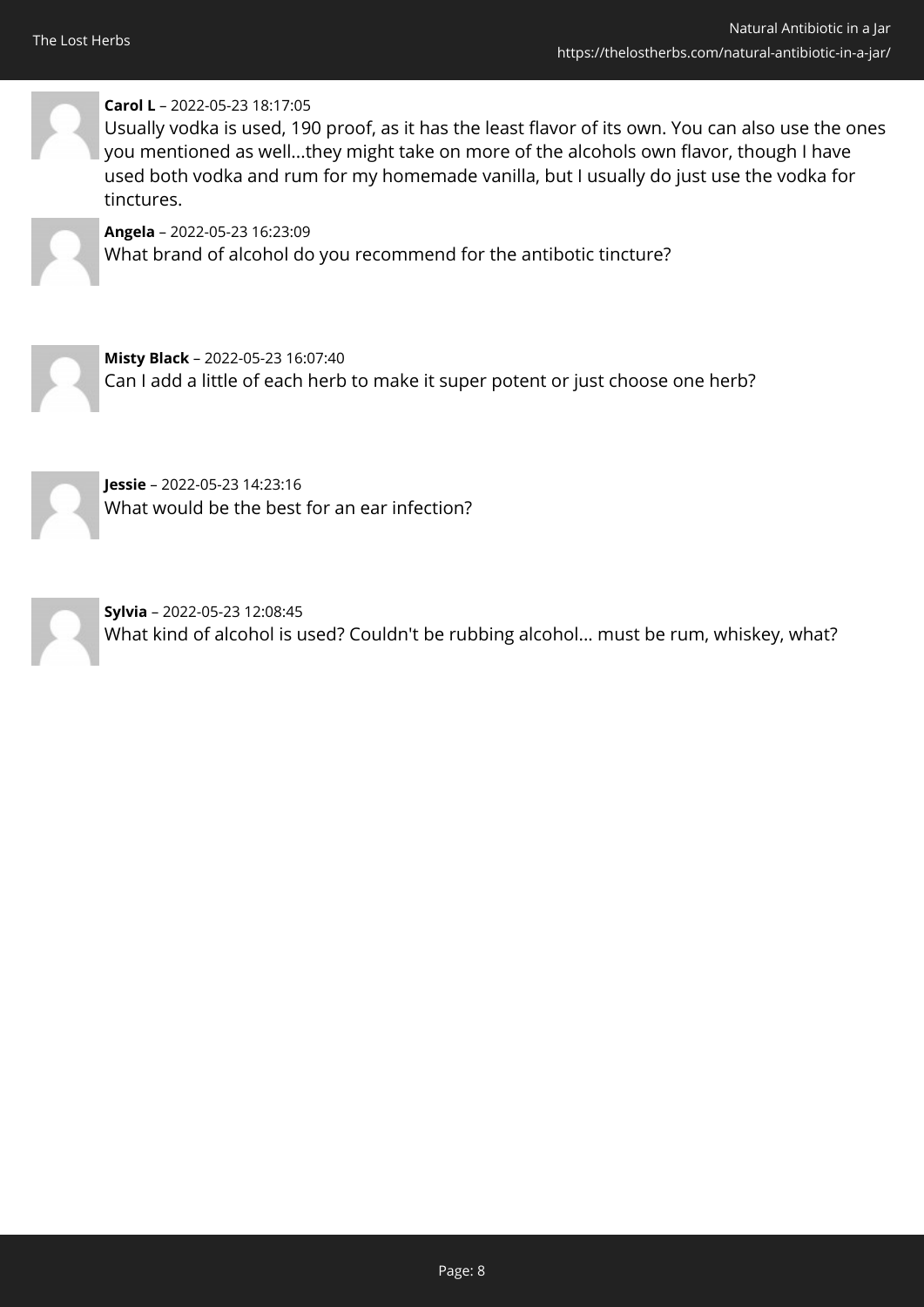**Carol L** – 2022-05-23 18:17:05
Usually vodka is used, 190 proof, as it has the least flavor of its own. You can also use the ones you mentioned as well...they might take on more of the alcohols own flavor, though I have used both vodka and rum for my homemade vanilla, but I usually do just use the vodka for tinctures.

**Angela** – 2022-05-23 16:23:09
What brand of alcohol do you recommend for the antibotic tincture?

**Misty Black** – 2022-05-23 16:07:40
Can I add a little of each herb to make it super potent or just choose one herb?

**Jessie** – 2022-05-23 14:23:16
What would be the best for an ear infection?

**Sylvia** – 2022-05-23 12:08:45
What kind of alcohol is used? Couldn't be rubbing alcohol... must be rum, whiskey, what?